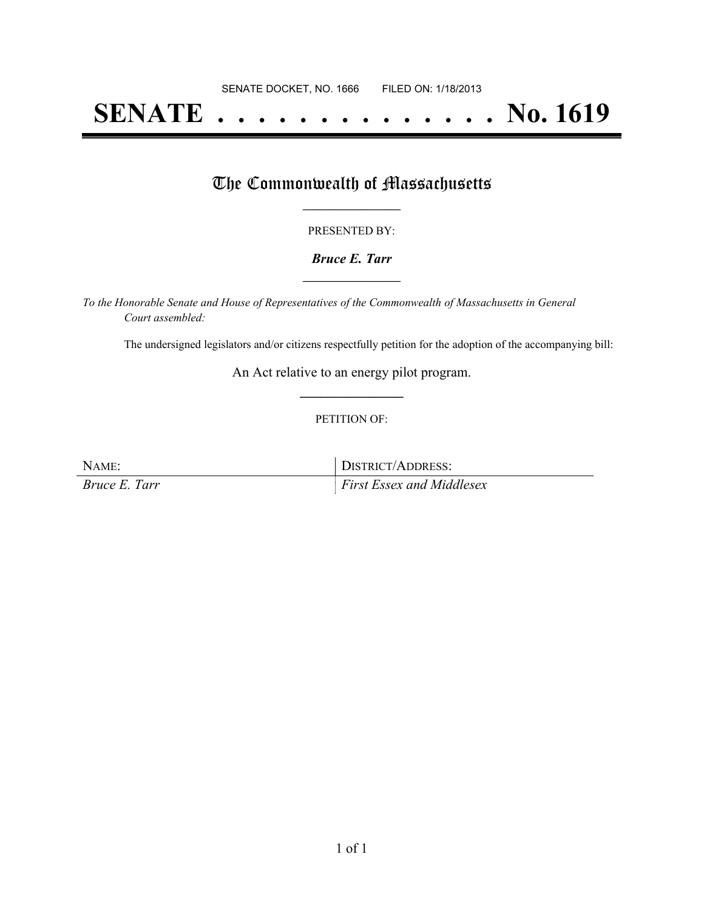SENATE DOCKET, NO. 1666 FILED ON: 1/18/2013

# SENATE . . . . . . . . . . . . . . No. 1619

## The Commonwealth of Massachusetts

PRESENTED BY:

***Bruce E. Tarr***

*To the Honorable Senate and House of Representatives of the Commonwealth of Massachusetts in General Court assembled:*

The undersigned legislators and/or citizens respectfully petition for the adoption of the accompanying bill:

An Act relative to an energy pilot program.

PETITION OF:

| NAME: | DISTRICT/ADDRESS: |
| --- | --- |
| *Bruce E. Tarr* | *First Essex and Middlesex* |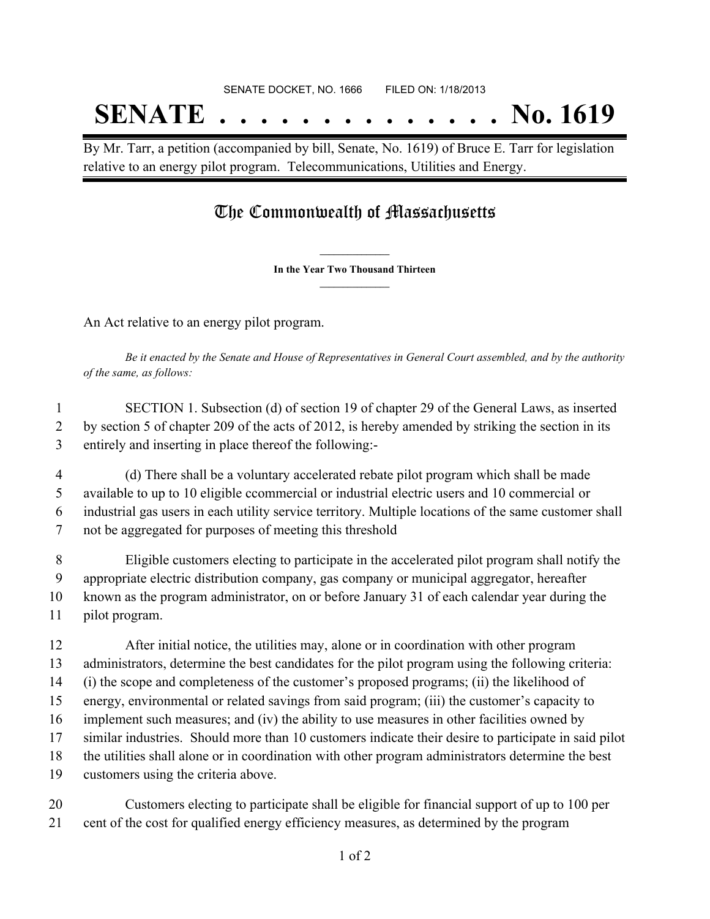SENATE DOCKET, NO. 1666        FILED ON: 1/18/2013

# SENATE . . . . . . . . . . . . . . . No. 1619

By Mr. Tarr, a petition (accompanied by bill, Senate, No. 1619) of Bruce E. Tarr for legislation relative to an energy pilot program. Telecommunications, Utilities and Energy.

## The Commonwealth of Massachusetts

**In the Year Two Thousand Thirteen**

An Act relative to an energy pilot program.

*Be it enacted by the Senate and House of Representatives in General Court assembled, and by the authority of the same, as follows:*

1 SECTION 1. Subsection (d) of section 19 of chapter 29 of the General Laws, as inserted
2 by section 5 of chapter 209 of the acts of 2012, is hereby amended by striking the section in its
3 entirely and inserting in place thereof the following:-

4 (d) There shall be a voluntary accelerated rebate pilot program which shall be made
5 available to up to 10 eligible ccommercial or industrial electric users and 10 commercial or
6 industrial gas users in each utility service territory. Multiple locations of the same customer shall
7 not be aggregated for purposes of meeting this threshold

8 Eligible customers electing to participate in the accelerated pilot program shall notify the
9 appropriate electric distribution company, gas company or municipal aggregator, hereafter
10 known as the program administrator, on or before January 31 of each calendar year during the
11 pilot program.

12 After initial notice, the utilities may, alone or in coordination with other program
13 administrators, determine the best candidates for the pilot program using the following criteria:
14 (i) the scope and completeness of the customer's proposed programs; (ii) the likelihood of
15 energy, environmental or related savings from said program; (iii) the customer's capacity to
16 implement such measures; and (iv) the ability to use measures in other facilities owned by
17 similar industries. Should more than 10 customers indicate their desire to participate in said pilot
18 the utilities shall alone or in coordination with other program administrators determine the best
19 customers using the criteria above.

20 Customers electing to participate shall be eligible for financial support of up to 100 per
21 cent of the cost for qualified energy efficiency measures, as determined by the program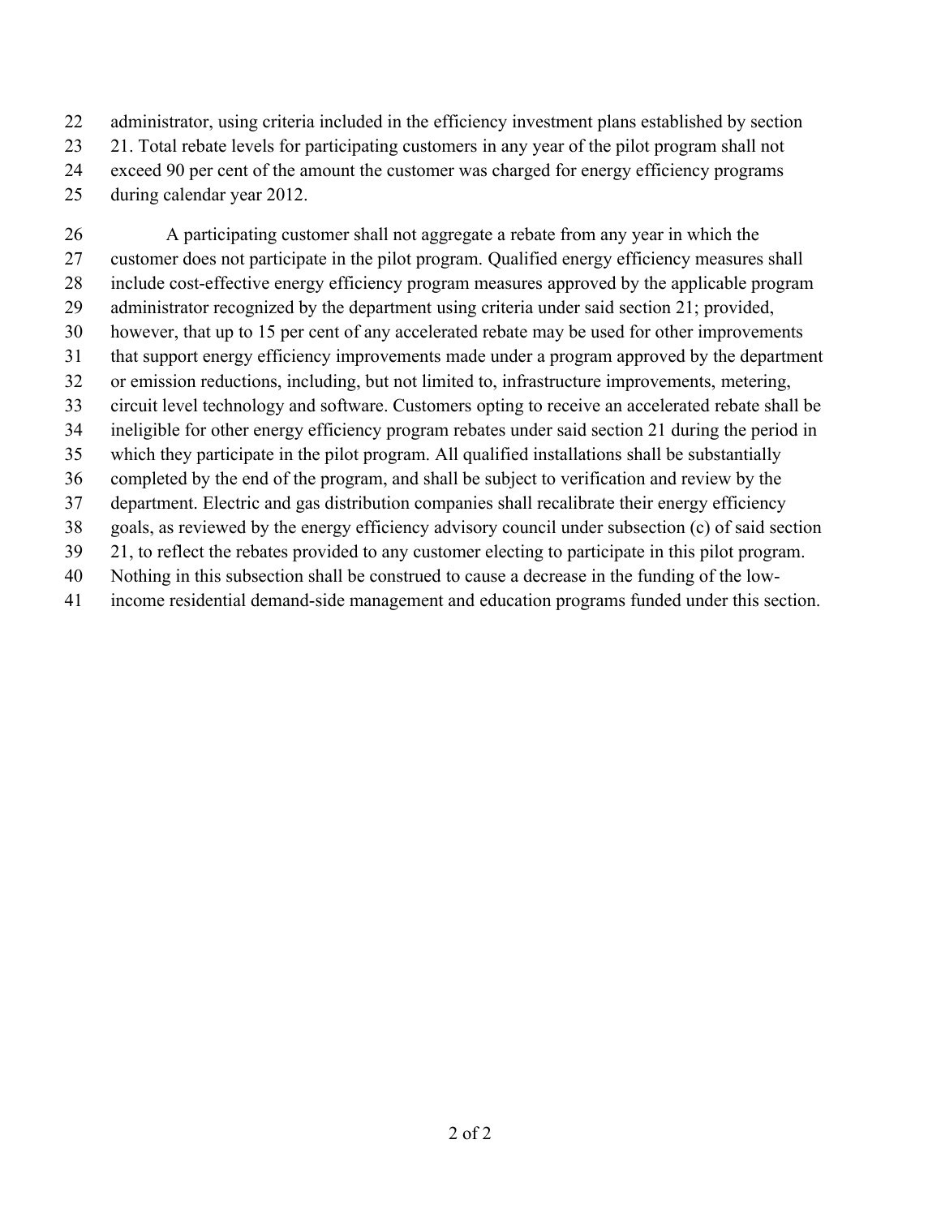administrator, using criteria included in the efficiency investment plans established by section 21. Total rebate levels for participating customers in any year of the pilot program shall not exceed 90 per cent of the amount the customer was charged for energy efficiency programs during calendar year 2012.

A participating customer shall not aggregate a rebate from any year in which the customer does not participate in the pilot program. Qualified energy efficiency measures shall include cost-effective energy efficiency program measures approved by the applicable program administrator recognized by the department using criteria under said section 21; provided, however, that up to 15 per cent of any accelerated rebate may be used for other improvements that support energy efficiency improvements made under a program approved by the department or emission reductions, including, but not limited to, infrastructure improvements, metering, circuit level technology and software. Customers opting to receive an accelerated rebate shall be ineligible for other energy efficiency program rebates under said section 21 during the period in which they participate in the pilot program. All qualified installations shall be substantially completed by the end of the program, and shall be subject to verification and review by the department. Electric and gas distribution companies shall recalibrate their energy efficiency goals, as reviewed by the energy efficiency advisory council under subsection (c) of said section 21, to reflect the rebates provided to any customer electing to participate in this pilot program. Nothing in this subsection shall be construed to cause a decrease in the funding of the low-income residential demand-side management and education programs funded under this section.